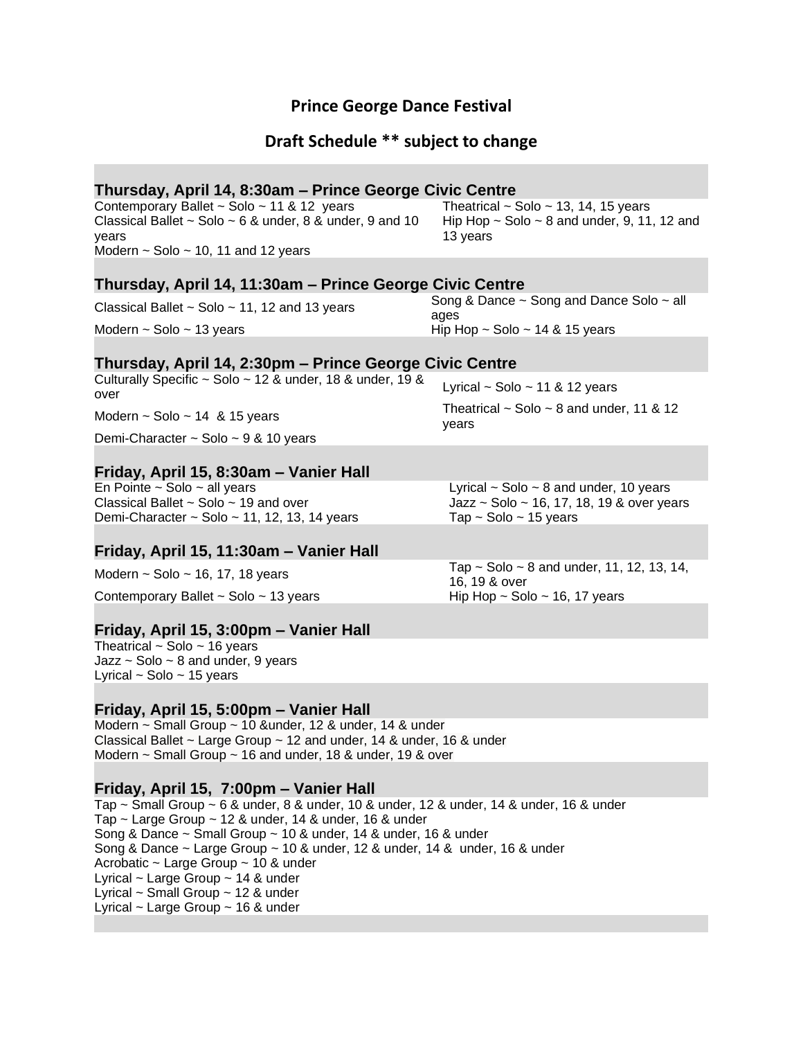# Prince George Dance Festival

## Draft Schedule ** subject to change

### Thursday, April 14, 8:30am – Prince George Civic Centre

Contemporary Ballet ~ Solo ~ 11 & 12 years
Classical Ballet ~ Solo ~ 6 & under, 8 & under, 9 and 10 years
Modern ~ Solo ~ 10, 11 and 12 years
Theatrical ~ Solo ~ 13, 14, 15 years
Hip Hop ~ Solo ~ 8 and under, 9, 11, 12 and 13 years

### Thursday, April 14, 11:30am – Prince George Civic Centre

Classical Ballet ~ Solo ~ 11, 12 and 13 years
Modern ~ Solo ~ 13 years
Song & Dance ~ Song and Dance Solo ~ all ages
Hip Hop ~ Solo ~ 14 & 15 years

### Thursday, April 14, 2:30pm – Prince George Civic Centre

Culturally Specific ~ Solo ~ 12 & under, 18 & under, 19 & over
Modern ~ Solo ~ 14 & 15 years
Demi-Character ~ Solo ~ 9 & 10 years
Lyrical ~ Solo ~ 11 & 12 years
Theatrical ~ Solo ~ 8 and under, 11 & 12 years

### Friday, April 15, 8:30am – Vanier Hall

En Pointe ~ Solo ~ all years
Classical Ballet ~ Solo ~ 19 and over
Demi-Character ~ Solo ~ 11, 12, 13, 14 years
Lyrical ~ Solo ~ 8 and under, 10 years
Jazz ~ Solo ~ 16, 17, 18, 19 & over years
Tap ~ Solo ~ 15 years

### Friday, April 15, 11:30am – Vanier Hall

Modern ~ Solo ~ 16, 17, 18 years
Contemporary Ballet ~ Solo ~ 13 years
Tap ~ Solo ~ 8 and under, 11, 12, 13, 14, 16, 19 & over
Hip Hop ~ Solo ~ 16, 17 years

### Friday, April 15, 3:00pm – Vanier Hall

Theatrical ~ Solo ~ 16 years
Jazz ~ Solo ~ 8 and under, 9 years
Lyrical ~ Solo ~ 15 years

### Friday, April 15, 5:00pm – Vanier Hall

Modern ~ Small Group ~ 10 &under, 12 & under, 14 & under
Classical Ballet ~ Large Group ~ 12 and under, 14 & under, 16 & under
Modern ~ Small Group ~ 16 and under, 18 & under, 19 & over

### Friday, April 15, 7:00pm – Vanier Hall

Tap ~ Small Group ~ 6 & under, 8 & under, 10 & under, 12 & under, 14 & under, 16 & under
Tap ~ Large Group ~ 12 & under, 14 & under, 16 & under
Song & Dance ~ Small Group ~ 10 & under, 14 & under, 16 & under
Song & Dance ~ Large Group ~ 10 & under, 12 & under, 14 & under, 16 & under
Acrobatic ~ Large Group ~ 10 & under
Lyrical ~ Large Group ~ 14 & under
Lyrical ~ Small Group ~ 12 & under
Lyrical ~ Large Group ~ 16 & under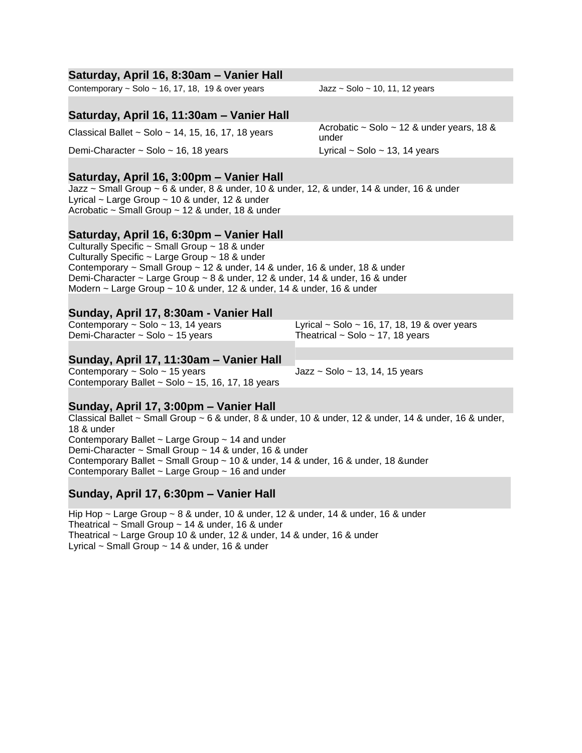**Saturday, April 16, 8:30am – Vanier Hall**

Contemporary ~ Solo ~ 16, 17, 18, 19 & over years

Jazz ~ Solo ~ 10, 11, 12 years

**Saturday, April 16, 11:30am – Vanier Hall**

Classical Ballet ~ Solo ~ 14, 15, 16, 17, 18 years

Demi-Character ~ Solo ~ 16, 18 years

Acrobatic ~ Solo ~ 12 & under years, 18 & under

Lyrical ~ Solo ~ 13, 14 years

**Saturday, April 16, 3:00pm – Vanier Hall**

Jazz ~ Small Group ~ 6 & under, 8 & under, 10 & under, 12, & under, 14 & under, 16 & under
Lyrical ~ Large Group ~ 10 & under, 12 & under
Acrobatic ~ Small Group ~ 12 & under, 18 & under

**Saturday, April 16, 6:30pm – Vanier Hall**

Culturally Specific ~ Small Group ~ 18 & under
Culturally Specific ~ Large Group ~ 18 & under
Contemporary ~ Small Group ~ 12 & under, 14 & under, 16 & under, 18 & under
Demi-Character ~ Large Group ~ 8 & under, 12 & under, 14 & under, 16 & under
Modern ~ Large Group ~ 10 & under, 12 & under, 14 & under, 16 & under

**Sunday, April 17, 8:30am - Vanier Hall**

Contemporary ~ Solo ~ 13, 14 years
Demi-Character ~ Solo ~ 15 years

Lyrical ~ Solo ~ 16, 17, 18, 19 & over years
Theatrical ~ Solo ~ 17, 18 years

**Sunday, April 17, 11:30am – Vanier Hall**

Contemporary ~ Solo ~ 15 years
Contemporary Ballet ~ Solo ~ 15, 16, 17, 18 years

Jazz ~ Solo ~ 13, 14, 15 years

**Sunday, April 17, 3:00pm – Vanier Hall**

Classical Ballet ~ Small Group ~ 6 & under, 8 & under, 10 & under, 12 & under, 14 & under, 16 & under, 18 & under
Contemporary Ballet ~ Large Group ~ 14 and under
Demi-Character ~ Small Group ~ 14 & under, 16 & under
Contemporary Ballet ~ Small Group ~ 10 & under, 14 & under, 16 & under, 18 &under
Contemporary Ballet ~ Large Group ~ 16 and under

**Sunday, April 17, 6:30pm – Vanier Hall**

Hip Hop ~ Large Group ~ 8 & under, 10 & under, 12 & under, 14 & under, 16 & under
Theatrical ~ Small Group ~ 14 & under, 16 & under
Theatrical ~ Large Group 10 & under, 12 & under, 14 & under, 16 & under
Lyrical ~ Small Group ~ 14 & under, 16 & under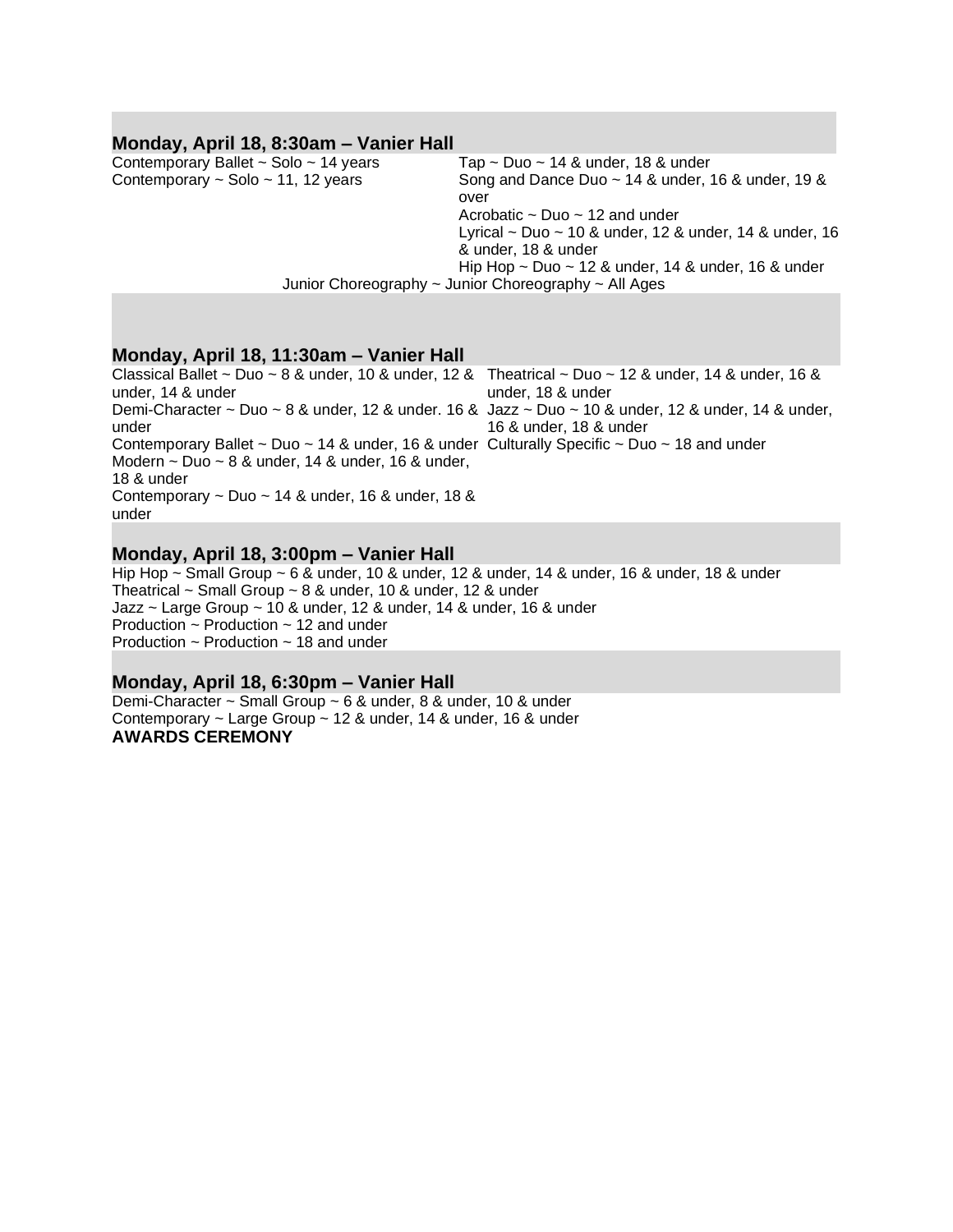### Monday, April 18, 8:30am – Vanier Hall

Contemporary Ballet ~ Solo ~ 14 years
Contemporary ~ Solo ~ 11, 12 years

Tap ~ Duo ~ 14 & under, 18 & under
Song and Dance Duo ~ 14 & under, 16 & under, 19 & over
Acrobatic ~ Duo ~ 12 and under
Lyrical ~ Duo ~ 10 & under, 12 & under, 14 & under, 16 & under, 18 & under
Hip Hop ~ Duo ~ 12 & under, 14 & under, 16 & under

Junior Choreography ~ Junior Choreography ~ All Ages

### Monday, April 18, 11:30am – Vanier Hall

Classical Ballet ~ Duo ~ 8 & under, 10 & under, 12 & under, 14 & under
Demi-Character ~ Duo ~ 8 & under, 12 & under. 16 & under
Contemporary Ballet ~ Duo ~ 14 & under, 16 & under
Modern ~ Duo ~ 8 & under, 14 & under, 16 & under, 18 & under
Contemporary ~ Duo ~ 14 & under, 16 & under, 18 & under

Theatrical ~ Duo ~ 12 & under, 14 & under, 16 & under, 18 & under
Jazz ~ Duo ~ 10 & under, 12 & under, 14 & under, 16 & under, 18 & under
Culturally Specific ~ Duo ~ 18 and under

### Monday, April 18, 3:00pm – Vanier Hall

Hip Hop ~ Small Group ~ 6 & under, 10 & under, 12 & under, 14 & under, 16 & under, 18 & under
Theatrical ~ Small Group ~ 8 & under, 10 & under, 12 & under
Jazz ~ Large Group ~ 10 & under, 12 & under, 14 & under, 16 & under
Production ~ Production ~ 12 and under
Production ~ Production ~ 18 and under

### Monday, April 18, 6:30pm – Vanier Hall

Demi-Character ~ Small Group ~ 6 & under, 8 & under, 10 & under
Contemporary ~ Large Group ~ 12 & under, 14 & under, 16 & under
**AWARDS CEREMONY**